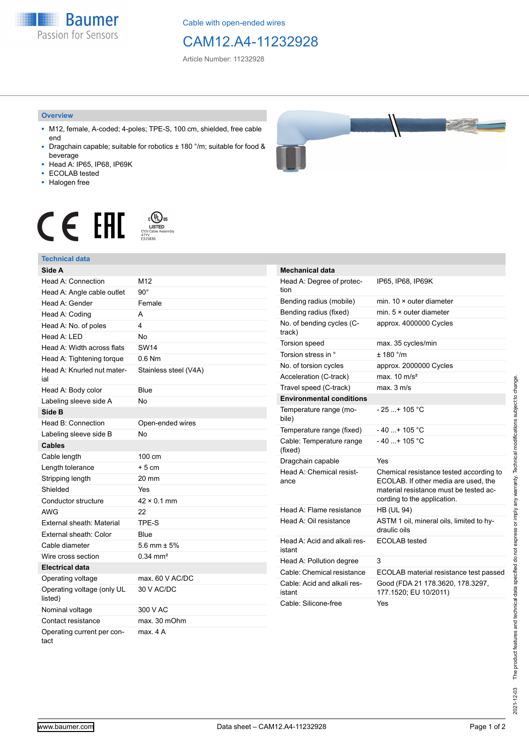Cable with open-ended wires

# CAM12.A4-11232928

Article Number: 11232928

## Overview

- M12, female, A-coded; 4-poles; TPE-S, 100 cm, shielded, free cable end
- Dragchain capable; suitable for robotics ± 180 °/m; suitable for food & beverage
- Head A: IP65, IP68, IP69K
- ECOLAB tested
- Halogen free

## Technical data

| Side A | |
|---|---|
| Head A: Connection | M12 |
| Head A: Angle cable outlet | 90° |
| Head A: Gender | Female |
| Head A: Coding | A |
| Head A: No. of poles | 4 |
| Head A: LED | No |
| Head A: Width across flats | SW14 |
| Head A: Tightening torque | 0.6 Nm |
| Head A: Knurled nut material | Stainless steel (V4A) |
| Head A: Body color | Blue |
| Labeling sleeve side A | No |
| **Side B** | |
| Head B: Connection | Open-ended wires |
| Labeling sleeve side B | No |
| **Cables** | |
| Cable length | 100 cm |
| Length tolerance | + 5 cm |
| Stripping length | 20 mm |
| Shielded | Yes |
| Conductor structure | 42 × 0.1 mm |
| AWG | 22 |
| External sheath: Material | TPE-S |
| External sheath: Color | Blue |
| Cable diameter | 5.6 mm ± 5% |
| Wire cross section | 0.34 mm² |
| **Electrical data** | |
| Operating voltage | max. 60 V AC/DC |
| Operating voltage (only UL listed) | 30 V AC/DC |
| Nominal voltage | 300 V AC |
| Contact resistance | max. 30 mOhm |
| Operating current per contact | max. 4 A |

| Mechanical data | |
|---|---|
| Head A: Degree of protection | IP65, IP68, IP69K |
| Bending radius (mobile) | min. 10 × outer diameter |
| Bending radius (fixed) | min. 5 × outer diameter |
| No. of bending cycles (C-track) | approx. 4000000 Cycles |
| Torsion speed | max. 35 cycles/min |
| Torsion stress in ° | ± 180 °/m |
| No. of torsion cycles | approx. 2000000 Cycles |
| Acceleration (C-track) | max. 10 m/s² |
| Travel speed (C-track) | max. 3 m/s |
| **Environmental conditions** | |
| Temperature range (mobile) | - 25 ...+ 105 °C |
| Temperature range (fixed) | - 40 ...+ 105 °C |
| Cable: Temperature range (fixed) | - 40 ...+ 105 °C |
| Dragchain capable | Yes |
| Head A: Chemical resistance | Chemical resistance tested according to ECOLAB. If other media are used, the material resistance must be tested according to the application. |
| Head A: Flame resistance | HB (UL 94) |
| Head A: Oil resistance | ASTM 1 oil, mineral oils, limited to hydraulic oils |
| Head A: Acid and alkali resistant | ECOLAB tested |
| Head A: Pollution degree | 3 |
| Cable: Chemical resistance | ECOLAB material resistance test passed |
| Cable: Acid and alkali resistant | Good (FDA 21 178.3620, 178.3297, 177.1520; EU 10/2011) |
| Cable: Silicone-free | Yes |

2021-12-03 The product features and technical data specified do not express or imply any warranty. Technical modifications subject to change.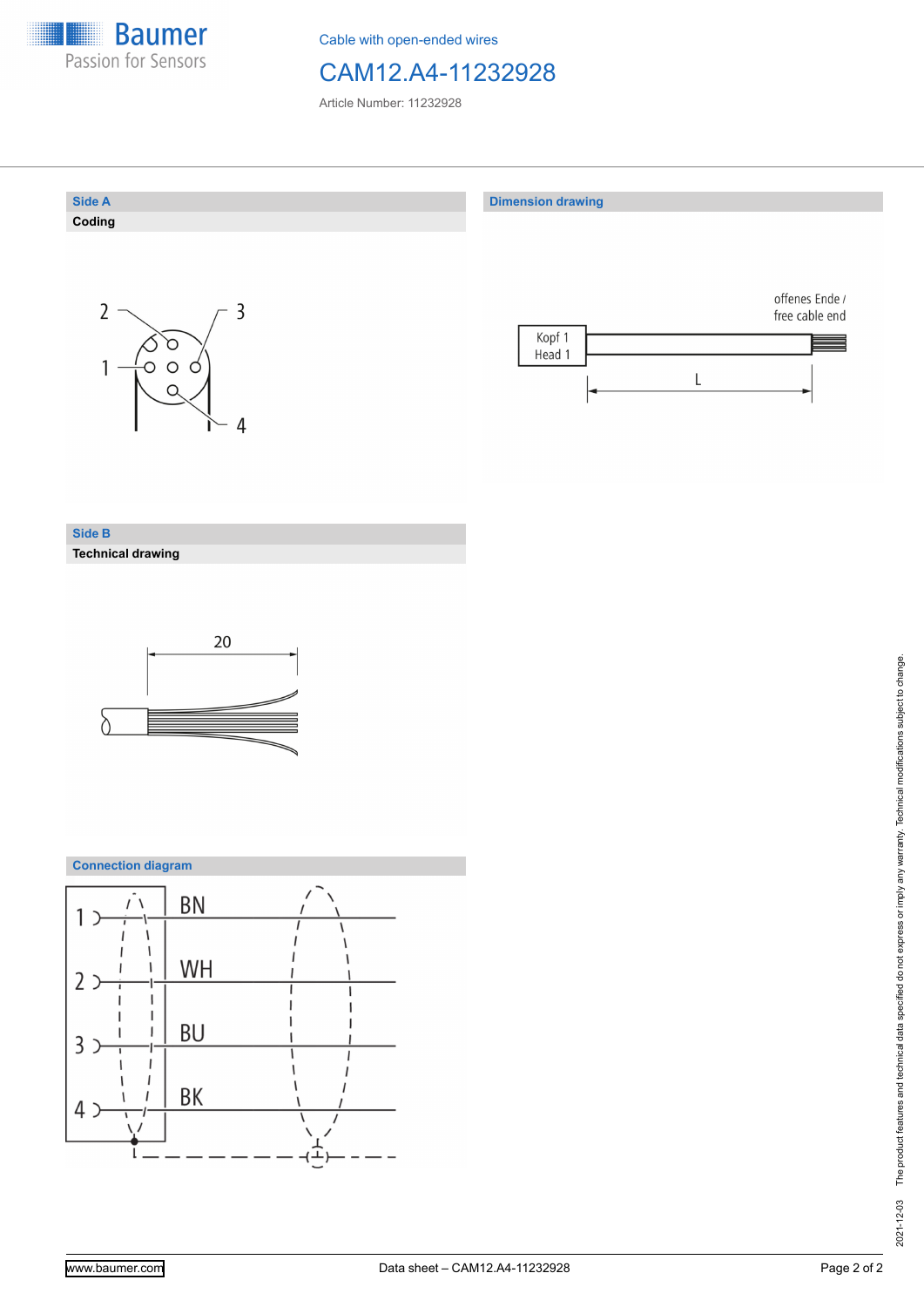Cable with open-ended wires

# CAM12.A4-11232928

Article Number: 11232928

## Side A

### Coding

2
3
1
4

## Dimension drawing

offenes Ende / free cable end

Kopf 1
Head 1

L

## Side B

### Technical drawing

20

## Connection diagram

1 BN
2 WH
3 BU
4 BK

www.baumer.com

Data sheet – CAM12.A4-11232928

2021-12-03 The product features and technical data specified do not express or imply any warranty. Technical modifications subject to change.